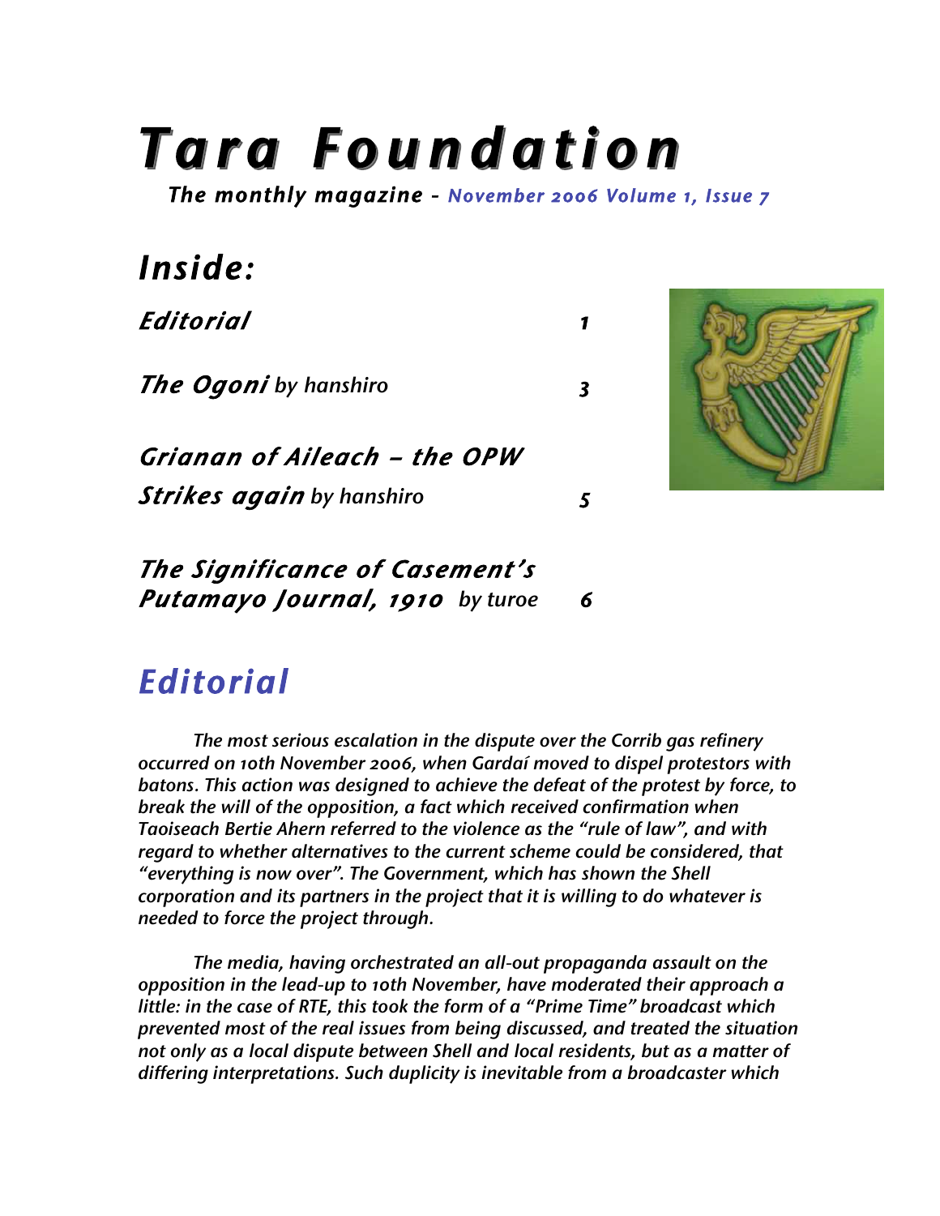# *Tara Foundation*

***The monthly magazine - November 2006 Volume 1, Issue 7***

## *Inside:*

| | |
|---|---|
| ***Editorial*** | ***1*** |
| ***The Ogoni*** *by hanshiro* | ***3*** |
| ***Grianan of Aileach – the OPW Strikes again*** *by hanshiro* | ***5*** |
| ***The Significance of Casement's Putamayo Journal, 1910*** *by turoe* | ***6*** |

## *Editorial*

*The most serious escalation in the dispute over the Corrib gas refinery occurred on 10th November 2006, when Gardaí moved to dispel protestors with batons. This action was designed to achieve the defeat of the protest by force, to break the will of the opposition, a fact which received confirmation when Taoiseach Bertie Ahern referred to the violence as the "rule of law", and with regard to whether alternatives to the current scheme could be considered, that "everything is now over". The Government, which has shown the Shell corporation and its partners in the project that it is willing to do whatever is needed to force the project through.*

*The media, having orchestrated an all-out propaganda assault on the opposition in the lead-up to 10th November, have moderated their approach a little: in the case of RTE, this took the form of a "Prime Time" broadcast which prevented most of the real issues from being discussed, and treated the situation not only as a local dispute between Shell and local residents, but as a matter of differing interpretations. Such duplicity is inevitable from a broadcaster which*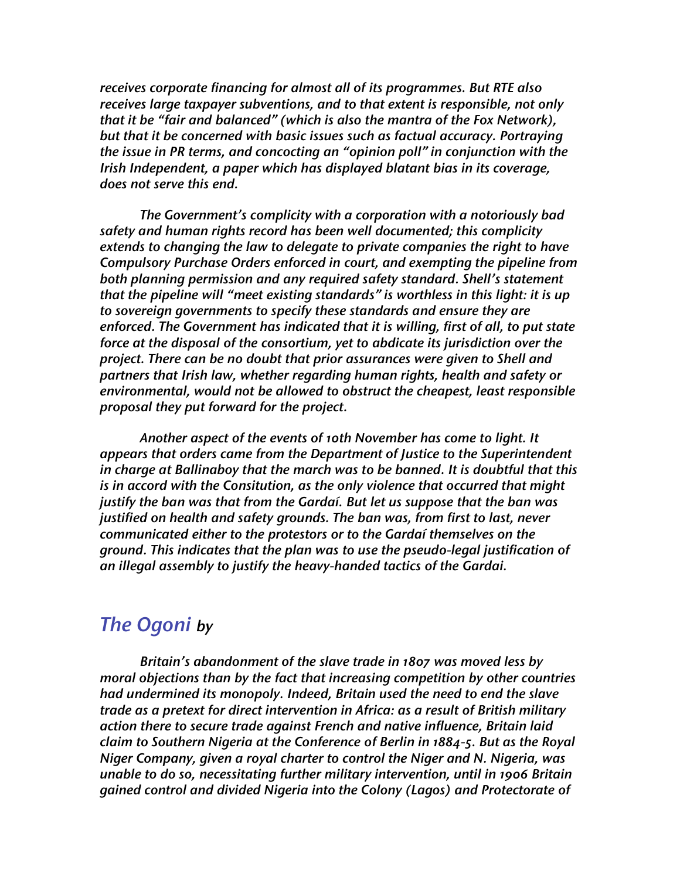*receives corporate financing for almost all of its programmes. But RTE also receives large taxpayer subventions, and to that extent is responsible, not only that it be "fair and balanced" (which is also the mantra of the Fox Network), but that it be concerned with basic issues such as factual accuracy. Portraying the issue in PR terms, and concocting an "opinion poll" in conjunction with the Irish Independent, a paper which has displayed blatant bias in its coverage, does not serve this end.*

*The Government's complicity with a corporation with a notoriously bad safety and human rights record has been well documented; this complicity extends to changing the law to delegate to private companies the right to have Compulsory Purchase Orders enforced in court, and exempting the pipeline from both planning permission and any required safety standard. Shell's statement that the pipeline will "meet existing standards" is worthless in this light: it is up to sovereign governments to specify these standards and ensure they are enforced. The Government has indicated that it is willing, first of all, to put state force at the disposal of the consortium, yet to abdicate its jurisdiction over the project. There can be no doubt that prior assurances were given to Shell and partners that Irish law, whether regarding human rights, health and safety or environmental, would not be allowed to obstruct the cheapest, least responsible proposal they put forward for the project.*

*Another aspect of the events of 10th November has come to light. It appears that orders came from the Department of Justice to the Superintendent in charge at Ballinaboy that the march was to be banned. It is doubtful that this is in accord with the Consitution, as the only violence that occurred that might justify the ban was that from the Gardaí. But let us suppose that the ban was justified on health and safety grounds. The ban was, from first to last, never communicated either to the protestors or to the Gardaí themselves on the ground. This indicates that the plan was to use the pseudo-legal justification of an illegal assembly to justify the heavy-handed tactics of the Gardai.*

## *The Ogoni by*

*Britain's abandonment of the slave trade in 1807 was moved less by moral objections than by the fact that increasing competition by other countries had undermined its monopoly. Indeed, Britain used the need to end the slave trade as a pretext for direct intervention in Africa: as a result of British military action there to secure trade against French and native influence, Britain laid claim to Southern Nigeria at the Conference of Berlin in 1884-5. But as the Royal Niger Company, given a royal charter to control the Niger and N. Nigeria, was unable to do so, necessitating further military intervention, until in 1906 Britain gained control and divided Nigeria into the Colony (Lagos) and Protectorate of*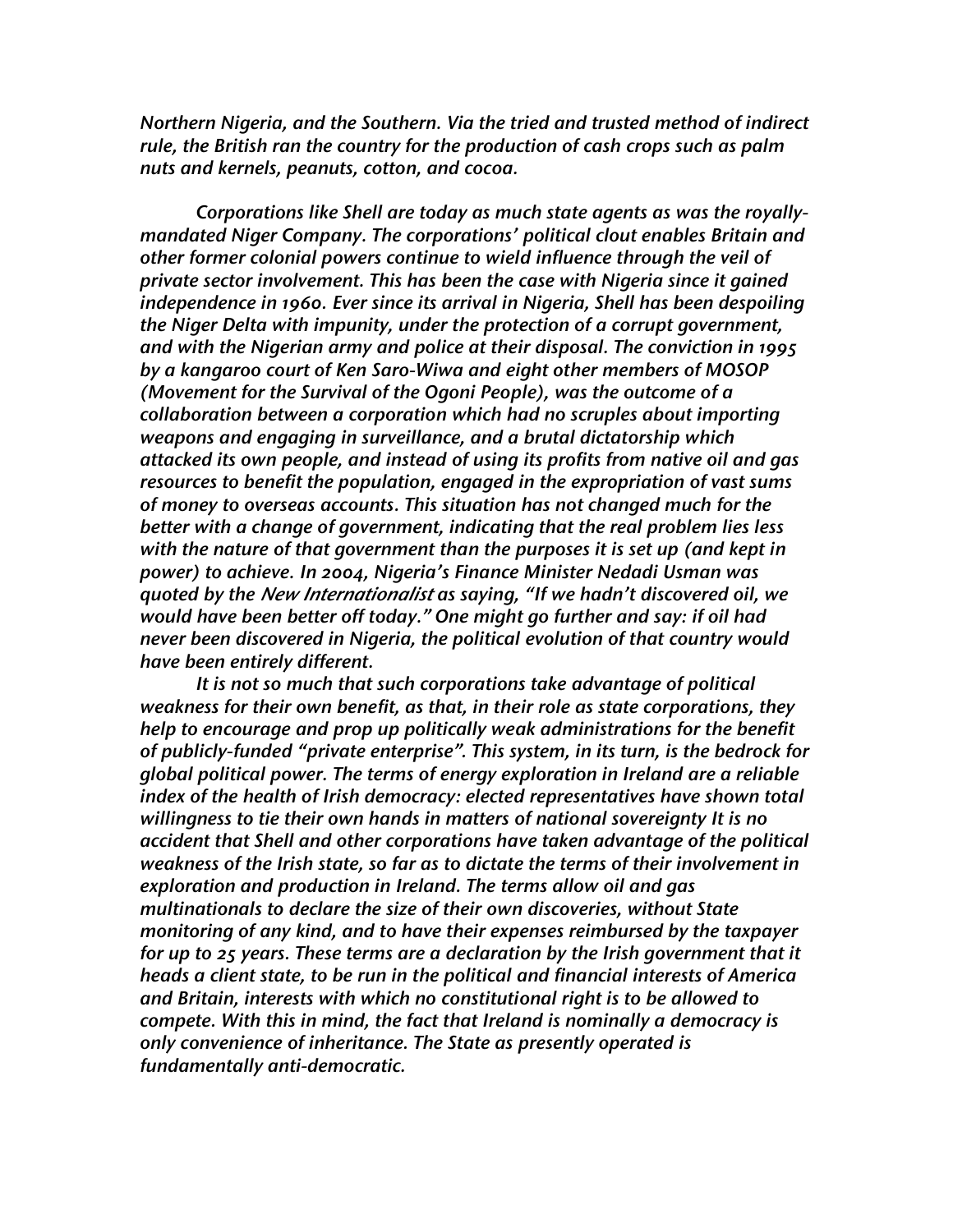*Northern Nigeria, and the Southern. Via the tried and trusted method of indirect rule, the British ran the country for the production of cash crops such as palm nuts and kernels, peanuts, cotton, and cocoa.*

*Corporations like Shell are today as much state agents as was the royally-mandated Niger Company. The corporations' political clout enables Britain and other former colonial powers continue to wield influence through the veil of private sector involvement. This has been the case with Nigeria since it gained independence in 1960. Ever since its arrival in Nigeria, Shell has been despoiling the Niger Delta with impunity, under the protection of a corrupt government, and with the Nigerian army and police at their disposal. The conviction in 1995 by a kangaroo court of Ken Saro-Wiwa and eight other members of MOSOP (Movement for the Survival of the Ogoni People), was the outcome of a collaboration between a corporation which had no scruples about importing weapons and engaging in surveillance, and a brutal dictatorship which attacked its own people, and instead of using its profits from native oil and gas resources to benefit the population, engaged in the expropriation of vast sums of money to overseas accounts. This situation has not changed much for the better with a change of government, indicating that the real problem lies less with the nature of that government than the purposes it is set up (and kept in power) to achieve. In 2004, Nigeria's Finance Minister Nedadi Usman was quoted by the* New Internationalist *as saying, "If we hadn't discovered oil, we would have been better off today." One might go further and say: if oil had never been discovered in Nigeria, the political evolution of that country would have been entirely different.*

*It is not so much that such corporations take advantage of political weakness for their own benefit, as that, in their role as state corporations, they help to encourage and prop up politically weak administrations for the benefit of publicly-funded "private enterprise". This system, in its turn, is the bedrock for global political power. The terms of energy exploration in Ireland are a reliable index of the health of Irish democracy: elected representatives have shown total willingness to tie their own hands in matters of national sovereignty It is no accident that Shell and other corporations have taken advantage of the political weakness of the Irish state, so far as to dictate the terms of their involvement in exploration and production in Ireland. The terms allow oil and gas multinationals to declare the size of their own discoveries, without State monitoring of any kind, and to have their expenses reimbursed by the taxpayer for up to 25 years. These terms are a declaration by the Irish government that it heads a client state, to be run in the political and financial interests of America and Britain, interests with which no constitutional right is to be allowed to compete. With this in mind, the fact that Ireland is nominally a democracy is only convenience of inheritance. The State as presently operated is fundamentally anti-democratic.*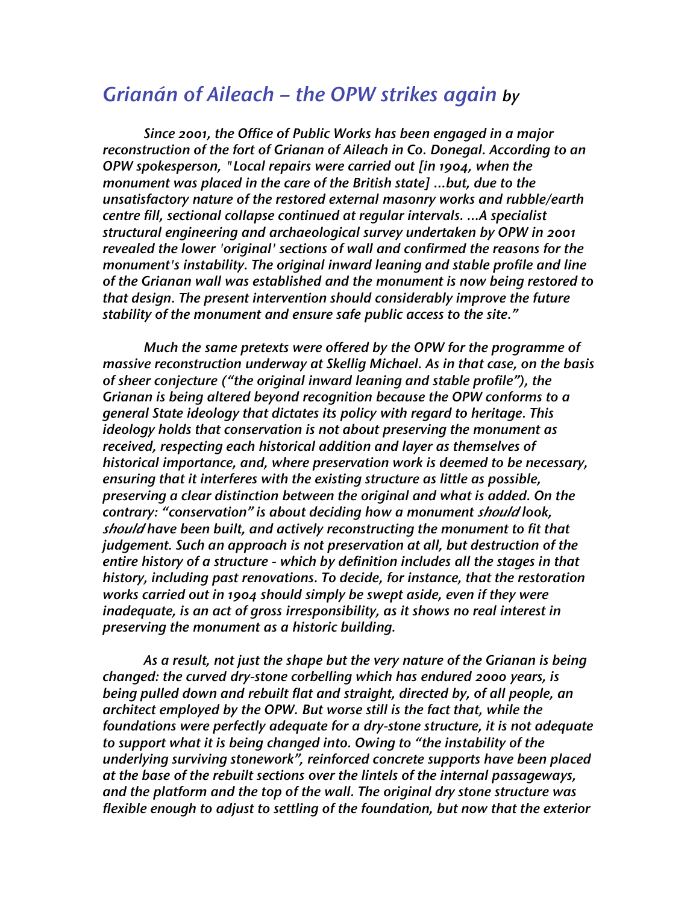## *Grianán of Aileach – the OPW strikes again* *by*

*Since 2001, the Office of Public Works has been engaged in a major reconstruction of the fort of Grianan of Aileach in Co. Donegal. According to an OPW spokesperson, "Local repairs were carried out [in 1904, when the monument was placed in the care of the British state] ...but, due to the unsatisfactory nature of the restored external masonry works and rubble/earth centre fill, sectional collapse continued at regular intervals. ...A specialist structural engineering and archaeological survey undertaken by OPW in 2001 revealed the lower 'original' sections of wall and confirmed the reasons for the monument's instability. The original inward leaning and stable profile and line of the Grianan wall was established and the monument is now being restored to that design. The present intervention should considerably improve the future stability of the monument and ensure safe public access to the site."*

*Much the same pretexts were offered by the OPW for the programme of massive reconstruction underway at Skellig Michael. As in that case, on the basis of sheer conjecture ("the original inward leaning and stable profile"), the Grianan is being altered beyond recognition because the OPW conforms to a general State ideology that dictates its policy with regard to heritage. This ideology holds that conservation is not about preserving the monument as received, respecting each historical addition and layer as themselves of historical importance, and, where preservation work is deemed to be necessary, ensuring that it interferes with the existing structure as little as possible, preserving a clear distinction between the original and what is added. On the contrary: "conservation" is about deciding how a monument should look, should have been built, and actively reconstructing the monument to fit that judgement. Such an approach is not preservation at all, but destruction of the entire history of a structure - which by definition includes all the stages in that history, including past renovations. To decide, for instance, that the restoration works carried out in 1904 should simply be swept aside, even if they were inadequate, is an act of gross irresponsibility, as it shows no real interest in preserving the monument as a historic building.*

*As a result, not just the shape but the very nature of the Grianan is being changed: the curved dry-stone corbelling which has endured 2000 years, is being pulled down and rebuilt flat and straight, directed by, of all people, an architect employed by the OPW. But worse still is the fact that, while the foundations were perfectly adequate for a dry-stone structure, it is not adequate to support what it is being changed into. Owing to "the instability of the underlying surviving stonework", reinforced concrete supports have been placed at the base of the rebuilt sections over the lintels of the internal passageways, and the platform and the top of the wall. The original dry stone structure was flexible enough to adjust to settling of the foundation, but now that the exterior*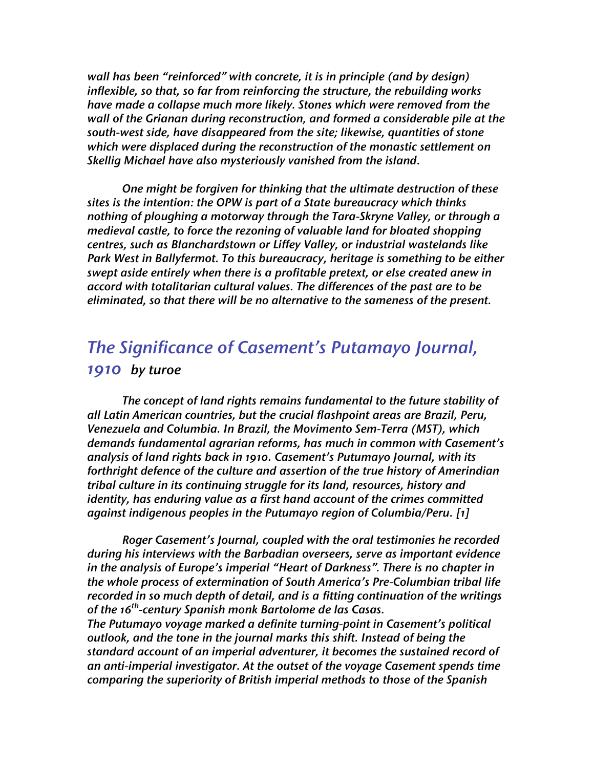*wall has been "reinforced" with concrete, it is in principle (and by design) inflexible, so that, so far from reinforcing the structure, the rebuilding works have made a collapse much more likely. Stones which were removed from the wall of the Grianan during reconstruction, and formed a considerable pile at the south-west side, have disappeared from the site; likewise, quantities of stone which were displaced during the reconstruction of the monastic settlement on Skellig Michael have also mysteriously vanished from the island.*

*One might be forgiven for thinking that the ultimate destruction of these sites is the intention: the OPW is part of a State bureaucracy which thinks nothing of ploughing a motorway through the Tara-Skryne Valley, or through a medieval castle, to force the rezoning of valuable land for bloated shopping centres, such as Blanchardstown or Liffey Valley, or industrial wastelands like Park West in Ballyfermot. To this bureaucracy, heritage is something to be either swept aside entirely when there is a profitable pretext, or else created anew in accord with totalitarian cultural values. The differences of the past are to be eliminated, so that there will be no alternative to the sameness of the present.*

## *The Significance of Casement's Putamayo Journal, 1910 by turoe*

*The concept of land rights remains fundamental to the future stability of all Latin American countries, but the crucial flashpoint areas are Brazil, Peru, Venezuela and Columbia. In Brazil, the Movimento Sem-Terra (MST), which demands fundamental agrarian reforms, has much in common with Casement's analysis of land rights back in 1910. Casement's Putamayo Journal, with its forthright defence of the culture and assertion of the true history of Amerindian tribal culture in its continuing struggle for its land, resources, history and identity, has enduring value as a first hand account of the crimes committed against indigenous peoples in the Putumayo region of Columbia/Peru. [1]*

*Roger Casement's Journal, coupled with the oral testimonies he recorded during his interviews with the Barbadian overseers, serve as important evidence in the analysis of Europe's imperial "Heart of Darkness". There is no chapter in the whole process of extermination of South America's Pre-Columbian tribal life recorded in so much depth of detail, and is a fitting continuation of the writings of the 16th-century Spanish monk Bartolome de las Casas.*
*The Putumayo voyage marked a definite turning-point in Casement's political outlook, and the tone in the journal marks this shift. Instead of being the standard account of an imperial adventurer, it becomes the sustained record of an anti-imperial investigator. At the outset of the voyage Casement spends time comparing the superiority of British imperial methods to those of the Spanish*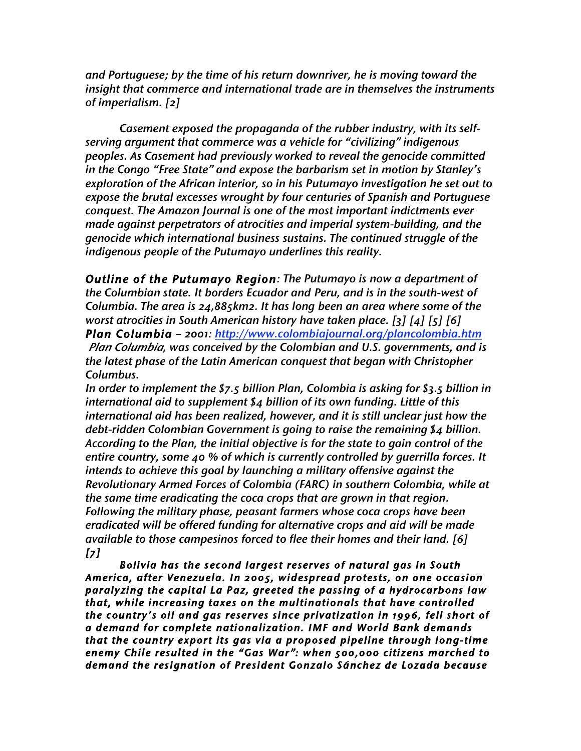*and Portuguese; by the time of his return downriver, he is moving toward the insight that commerce and international trade are in themselves the instruments of imperialism. [2]*

*Casement exposed the propaganda of the rubber industry, with its self-serving argument that commerce was a vehicle for "civilizing" indigenous peoples. As Casement had previously worked to reveal the genocide committed in the Congo "Free State" and expose the barbarism set in motion by Stanley's exploration of the African interior, so in his Putumayo investigation he set out to expose the brutal excesses wrought by four centuries of Spanish and Portuguese conquest. The Amazon Journal is one of the most important indictments ever made against perpetrators of atrocities and imperial system-building, and the genocide which international business sustains. The continued struggle of the indigenous people of the Putumayo underlines this reality.*

***Outline of the Putumayo Region**: The Putumayo is now a department of the Columbian state. It borders Ecuador and Peru, and is in the south-west of Columbia. The area is 24,885km2. It has long been an area where some of the worst atrocities in South American history have taken place. [3] [4] [5] [6]*

***Plan Columbia** – 2001: [http://www.colombiajournal.org/plancolombia.htm](http://www.colombiajournal.org/plancolombia.htm)*

*Plan Columbia, was conceived by the Colombian and U.S. governments, and is the latest phase of the Latin American conquest that began with Christopher Columbus.*

*In order to implement the $7.5 billion Plan, Colombia is asking for $3.5 billion in international aid to supplement $4 billion of its own funding. Little of this international aid has been realized, however, and it is still unclear just how the debt-ridden Colombian Government is going to raise the remaining $4 billion. According to the Plan, the initial objective is for the state to gain control of the entire country, some 40 % of which is currently controlled by guerrilla forces. It intends to achieve this goal by launching a military offensive against the Revolutionary Armed Forces of Colombia (FARC) in southern Colombia, while at the same time eradicating the coca crops that are grown in that region. Following the military phase, peasant farmers whose coca crops have been eradicated will be offered funding for alternative crops and aid will be made available to those campesinos forced to flee their homes and their land. [6] [7]*

***Bolivia has the second largest reserves of natural gas in South America, after Venezuela. In 2005, widespread protests, on one occasion paralyzing the capital La Paz, greeted the passing of a hydrocarbons law that, while increasing taxes on the multinationals that have controlled the country's oil and gas reserves since privatization in 1996, fell short of a demand for complete nationalization. IMF and World Bank demands that the country export its gas via a proposed pipeline through long-time enemy Chile resulted in the "Gas War": when 500,000 citizens marched to demand the resignation of President Gonzalo Sánchez de Lozada because***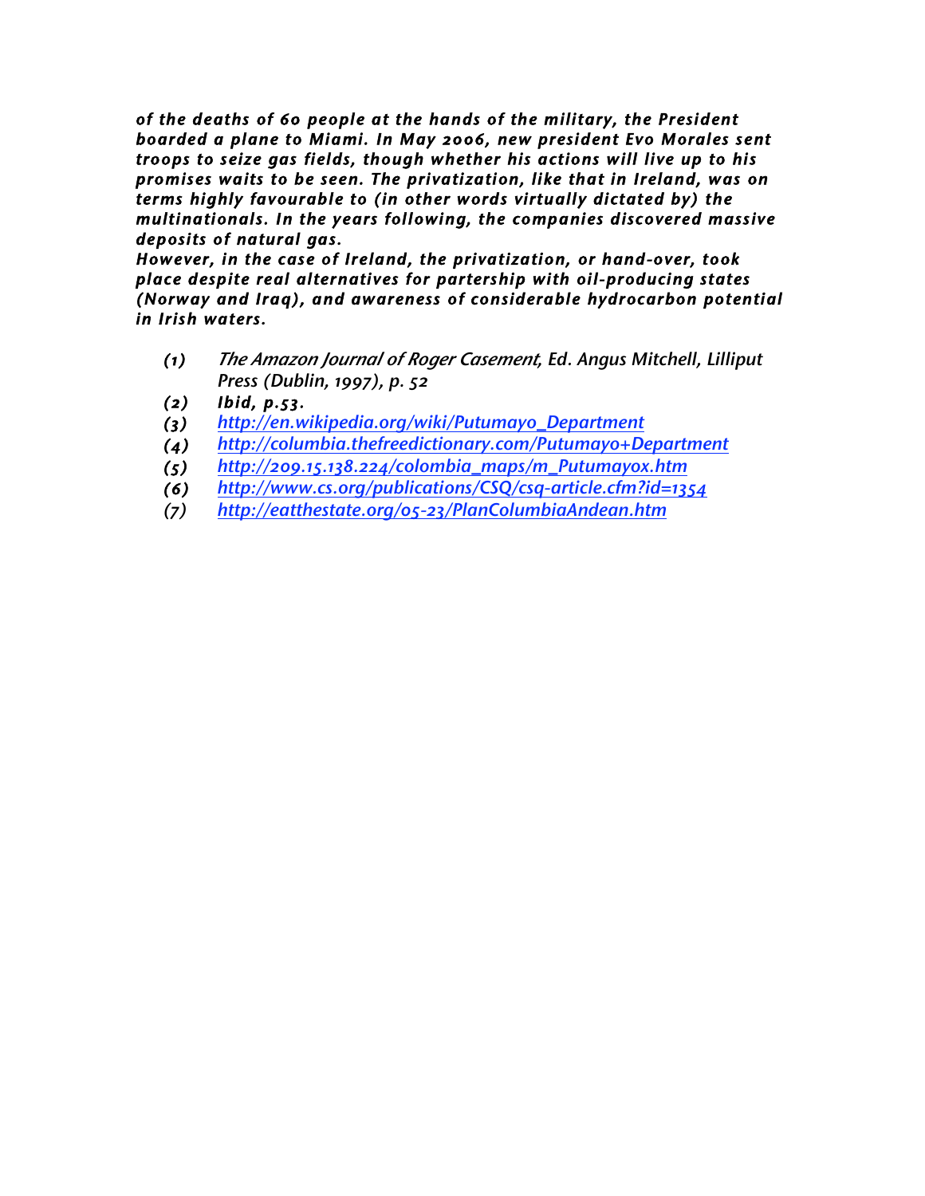*of the deaths of 60 people at the hands of the military, the President boarded a plane to Miami. In May 2006, new president Evo Morales sent troops to seize gas fields, though whether his actions will live up to his promises waits to be seen. The privatization, like that in Ireland, was on terms highly favourable to (in other words virtually dictated by) the multinationals. In the years following, the companies discovered massive deposits of natural gas.*

*However, in the case of Ireland, the privatization, or hand-over, took place despite real alternatives for partership with oil-producing states (Norway and Iraq), and awareness of considerable hydrocarbon potential in Irish waters.*

(1) *The Amazon Journal of Roger Casement*, Ed. Angus Mitchell, Lilliput Press (Dublin, 1997), p. 52
(2) *Ibid, p.53.*
(3) http://en.wikipedia.org/wiki/Putumayo_Department
(4) http://columbia.thefreedictionary.com/Putumayo+Department
(5) http://209.15.138.224/colombia_maps/m_Putumayox.htm
(6) http://www.cs.org/publications/CSQ/csq-article.cfm?id=1354
(7) http://eatthestate.org/05-23/PlanColumbiaAndean.htm